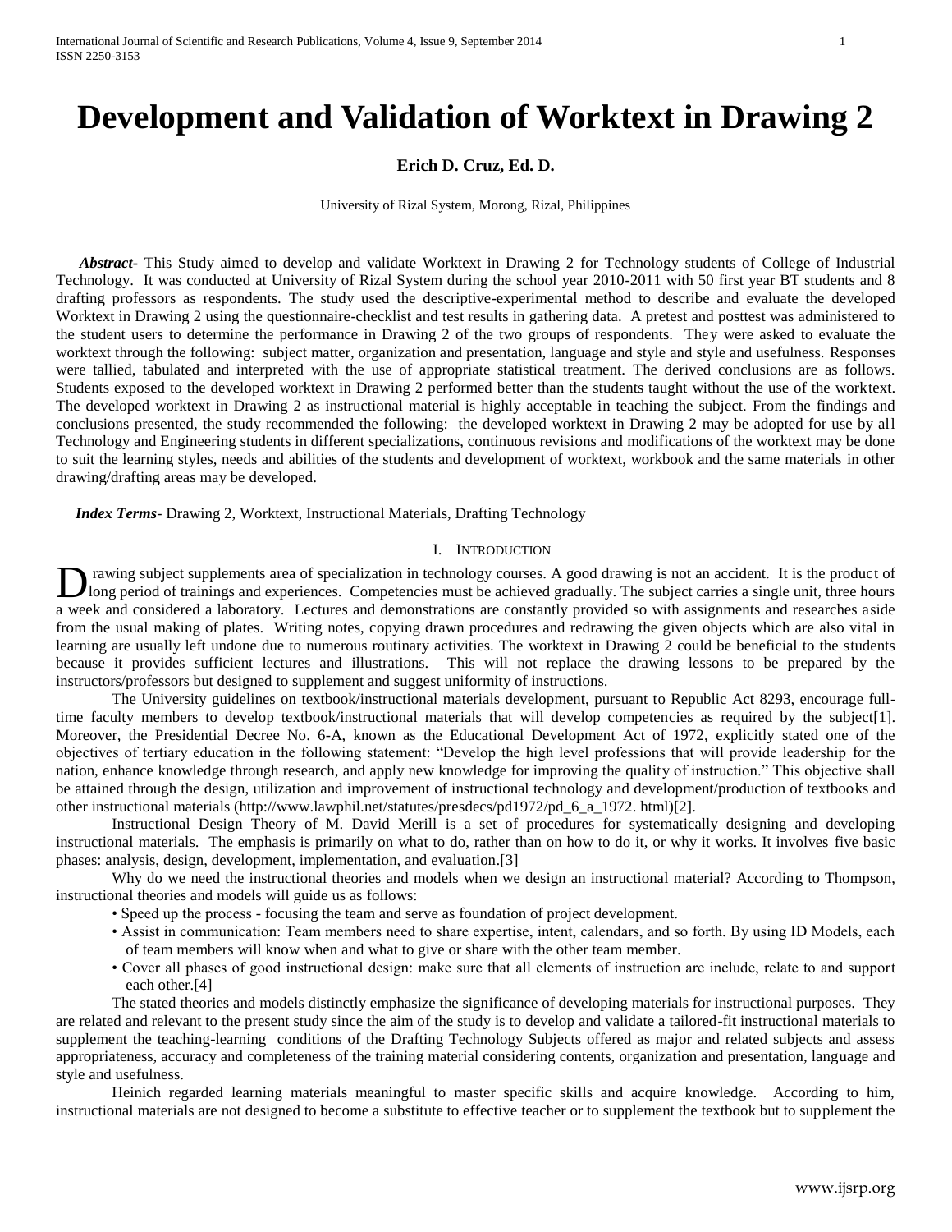# Development and Validation of Worktext in Drawing 2

**Erich D. Cruz, Ed. D.**

University of Rizal System, Morong, Rizal, Philippines

***Abstract-*** This Study aimed to develop and validate Worktext in Drawing 2 for Technology students of College of Industrial Technology. It was conducted at University of Rizal System during the school year 2010-2011 with 50 first year BT students and 8 drafting professors as respondents. The study used the descriptive-experimental method to describe and evaluate the developed Worktext in Drawing 2 using the questionnaire-checklist and test results in gathering data. A pretest and posttest was administered to the student users to determine the performance in Drawing 2 of the two groups of respondents. They were asked to evaluate the worktext through the following: subject matter, organization and presentation, language and style and style and usefulness. Responses were tallied, tabulated and interpreted with the use of appropriate statistical treatment. The derived conclusions are as follows. Students exposed to the developed worktext in Drawing 2 performed better than the students taught without the use of the worktext. The developed worktext in Drawing 2 as instructional material is highly acceptable in teaching the subject. From the findings and conclusions presented, the study recommended the following: the developed worktext in Drawing 2 may be adopted for use by all Technology and Engineering students in different specializations, continuous revisions and modifications of the worktext may be done to suit the learning styles, needs and abilities of the students and development of worktext, workbook and the same materials in other drawing/drafting areas may be developed.

***Index Terms*-** Drawing 2, Worktext, Instructional Materials, Drafting Technology

## I. Introduction

Drawing subject supplements area of specialization in technology courses. A good drawing is not an accident. It is the product of long period of trainings and experiences. Competencies must be achieved gradually. The subject carries a single unit, three hours a week and considered a laboratory. Lectures and demonstrations are constantly provided so with assignments and researches aside from the usual making of plates. Writing notes, copying drawn procedures and redrawing the given objects which are also vital in learning are usually left undone due to numerous routinary activities. The worktext in Drawing 2 could be beneficial to the students because it provides sufficient lectures and illustrations. This will not replace the drawing lessons to be prepared by the instructors/professors but designed to supplement and suggest uniformity of instructions.

The University guidelines on textbook/instructional materials development, pursuant to Republic Act 8293, encourage full-time faculty members to develop textbook/instructional materials that will develop competencies as required by the subject[1]. Moreover, the Presidential Decree No. 6-A, known as the Educational Development Act of 1972, explicitly stated one of the objectives of tertiary education in the following statement: "Develop the high level professions that will provide leadership for the nation, enhance knowledge through research, and apply new knowledge for improving the quality of instruction." This objective shall be attained through the design, utilization and improvement of instructional technology and development/production of textbooks and other instructional materials (http://www.lawphil.net/statutes/presdecs/pd1972/pd_6_a_1972. html)[2].

Instructional Design Theory of M. David Merill is a set of procedures for systematically designing and developing instructional materials. The emphasis is primarily on what to do, rather than on how to do it, or why it works. It involves five basic phases: analysis, design, development, implementation, and evaluation.[3]

Why do we need the instructional theories and models when we design an instructional material? According to Thompson, instructional theories and models will guide us as follows:

- Speed up the process - focusing the team and serve as foundation of project development.
- Assist in communication: Team members need to share expertise, intent, calendars, and so forth. By using ID Models, each of team members will know when and what to give or share with the other team member.
- Cover all phases of good instructional design: make sure that all elements of instruction are include, relate to and support each other.[4]

The stated theories and models distinctly emphasize the significance of developing materials for instructional purposes. They are related and relevant to the present study since the aim of the study is to develop and validate a tailored-fit instructional materials to supplement the teaching-learning conditions of the Drafting Technology Subjects offered as major and related subjects and assess appropriateness, accuracy and completeness of the training material considering contents, organization and presentation, language and style and usefulness.

Heinich regarded learning materials meaningful to master specific skills and acquire knowledge. According to him, instructional materials are not designed to become a substitute to effective teacher or to supplement the textbook but to supplement the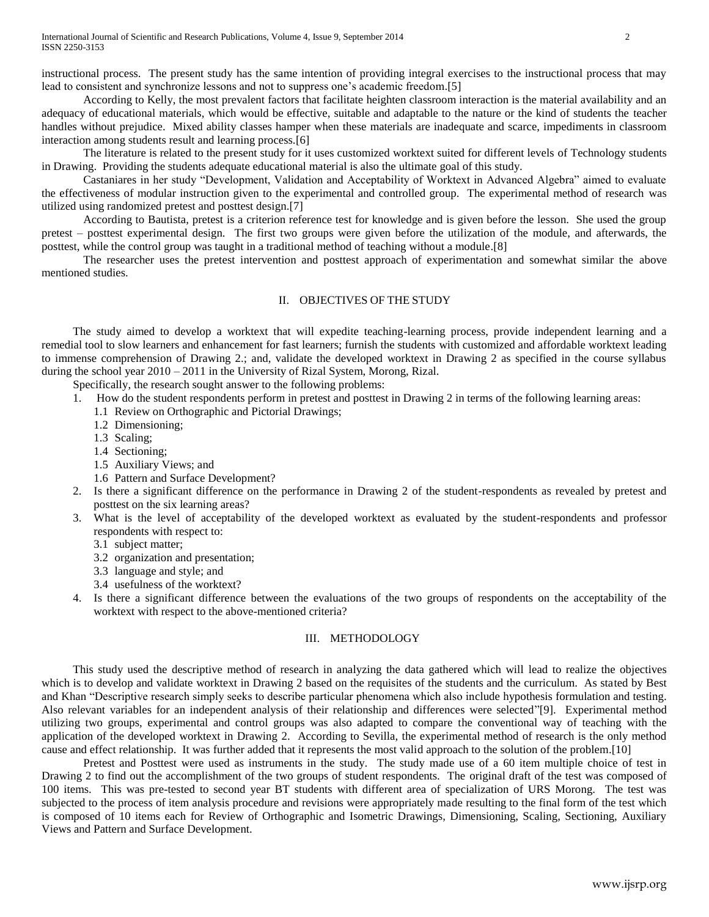instructional process. The present study has the same intention of providing integral exercises to the instructional process that may lead to consistent and synchronize lessons and not to suppress one's academic freedom.[5]

According to Kelly, the most prevalent factors that facilitate heighten classroom interaction is the material availability and an adequacy of educational materials, which would be effective, suitable and adaptable to the nature or the kind of students the teacher handles without prejudice. Mixed ability classes hamper when these materials are inadequate and scarce, impediments in classroom interaction among students result and learning process.[6]

The literature is related to the present study for it uses customized worktext suited for different levels of Technology students in Drawing. Providing the students adequate educational material is also the ultimate goal of this study.

Castaniares in her study "Development, Validation and Acceptability of Worktext in Advanced Algebra" aimed to evaluate the effectiveness of modular instruction given to the experimental and controlled group. The experimental method of research was utilized using randomized pretest and posttest design.[7]

According to Bautista, pretest is a criterion reference test for knowledge and is given before the lesson. She used the group pretest – posttest experimental design. The first two groups were given before the utilization of the module, and afterwards, the posttest, while the control group was taught in a traditional method of teaching without a module.[8]

The researcher uses the pretest intervention and posttest approach of experimentation and somewhat similar the above mentioned studies.

## II. OBJECTIVES OF THE STUDY

The study aimed to develop a worktext that will expedite teaching-learning process, provide independent learning and a remedial tool to slow learners and enhancement for fast learners; furnish the students with customized and affordable worktext leading to immense comprehension of Drawing 2.; and, validate the developed worktext in Drawing 2 as specified in the course syllabus during the school year 2010 – 2011 in the University of Rizal System, Morong, Rizal.

Specifically, the research sought answer to the following problems:

1. How do the student respondents perform in pretest and posttest in Drawing 2 in terms of the following learning areas:
   1.1 Review on Orthographic and Pictorial Drawings;
   1.2 Dimensioning;
   1.3 Scaling;
   1.4 Sectioning;
   1.5 Auxiliary Views; and
   1.6 Pattern and Surface Development?
2. Is there a significant difference on the performance in Drawing 2 of the student-respondents as revealed by pretest and posttest on the six learning areas?
3. What is the level of acceptability of the developed worktext as evaluated by the student-respondents and professor respondents with respect to:
   3.1 subject matter;
   3.2 organization and presentation;
   3.3 language and style; and
   3.4 usefulness of the worktext?
4. Is there a significant difference between the evaluations of the two groups of respondents on the acceptability of the worktext with respect to the above-mentioned criteria?

## III. METHODOLOGY

This study used the descriptive method of research in analyzing the data gathered which will lead to realize the objectives which is to develop and validate worktext in Drawing 2 based on the requisites of the students and the curriculum. As stated by Best and Khan "Descriptive research simply seeks to describe particular phenomena which also include hypothesis formulation and testing. Also relevant variables for an independent analysis of their relationship and differences were selected"[9]. Experimental method utilizing two groups, experimental and control groups was also adapted to compare the conventional way of teaching with the application of the developed worktext in Drawing 2. According to Sevilla, the experimental method of research is the only method cause and effect relationship. It was further added that it represents the most valid approach to the solution of the problem.[10]

Pretest and Posttest were used as instruments in the study. The study made use of a 60 item multiple choice of test in Drawing 2 to find out the accomplishment of the two groups of student respondents. The original draft of the test was composed of 100 items. This was pre-tested to second year BT students with different area of specialization of URS Morong. The test was subjected to the process of item analysis procedure and revisions were appropriately made resulting to the final form of the test which is composed of 10 items each for Review of Orthographic and Isometric Drawings, Dimensioning, Scaling, Sectioning, Auxiliary Views and Pattern and Surface Development.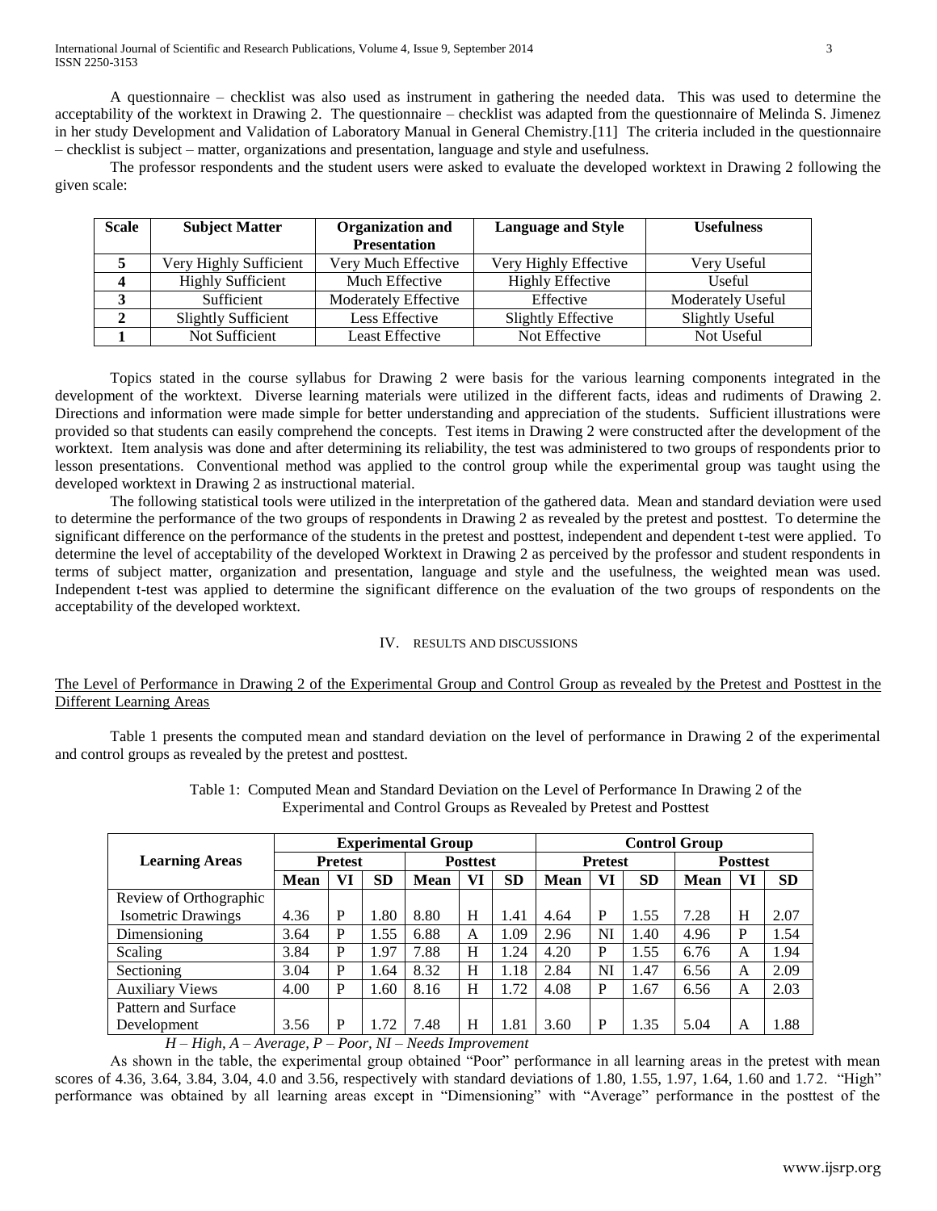A questionnaire – checklist was also used as instrument in gathering the needed data. This was used to determine the acceptability of the worktext in Drawing 2. The questionnaire – checklist was adapted from the questionnaire of Melinda S. Jimenez in her study Development and Validation of Laboratory Manual in General Chemistry.[11] The criteria included in the questionnaire – checklist is subject – matter, organizations and presentation, language and style and usefulness.

The professor respondents and the student users were asked to evaluate the developed worktext in Drawing 2 following the given scale:

| Scale | Subject Matter | Organization and Presentation | Language and Style | Usefulness |
|---|---|---|---|---|
| 5 | Very Highly Sufficient | Very Much Effective | Very Highly Effective | Very Useful |
| 4 | Highly Sufficient | Much Effective | Highly Effective | Useful |
| 3 | Sufficient | Moderately Effective | Effective | Moderately Useful |
| 2 | Slightly Sufficient | Less Effective | Slightly Effective | Slightly Useful |
| 1 | Not Sufficient | Least Effective | Not Effective | Not Useful |

Topics stated in the course syllabus for Drawing 2 were basis for the various learning components integrated in the development of the worktext. Diverse learning materials were utilized in the different facts, ideas and rudiments of Drawing 2. Directions and information were made simple for better understanding and appreciation of the students. Sufficient illustrations were provided so that students can easily comprehend the concepts. Test items in Drawing 2 were constructed after the development of the worktext. Item analysis was done and after determining its reliability, the test was administered to two groups of respondents prior to lesson presentations. Conventional method was applied to the control group while the experimental group was taught using the developed worktext in Drawing 2 as instructional material.

The following statistical tools were utilized in the interpretation of the gathered data. Mean and standard deviation were used to determine the performance of the two groups of respondents in Drawing 2 as revealed by the pretest and posttest. To determine the significant difference on the performance of the students in the pretest and posttest, independent and dependent t-test were applied. To determine the level of acceptability of the developed Worktext in Drawing 2 as perceived by the professor and student respondents in terms of subject matter, organization and presentation, language and style and the usefulness, the weighted mean was used. Independent t-test was applied to determine the significant difference on the evaluation of the two groups of respondents on the acceptability of the developed worktext.

## IV. Results and Discussions

The Level of Performance in Drawing 2 of the Experimental Group and Control Group as revealed by the Pretest and Posttest in the Different Learning Areas

Table 1 presents the computed mean and standard deviation on the level of performance in Drawing 2 of the experimental and control groups as revealed by the pretest and posttest.

Table 1: Computed Mean and Standard Deviation on the Level of Performance In Drawing 2 of the Experimental and Control Groups as Revealed by Pretest and Posttest

| Learning Areas | Experimental Group | | | | | | Control Group | | | | | |
|---|---|---|---|---|---|---|---|---|---|---|---|---|
| | Pretest | | | Posttest | | | Pretest | | | Posttest | | |
| | Mean | VI | SD | Mean | VI | SD | Mean | VI | SD | Mean | VI | SD |
| Review of Orthographic Isometric Drawings | 4.36 | P | 1.80 | 8.80 | H | 1.41 | 4.64 | P | 1.55 | 7.28 | H | 2.07 |
| Dimensioning | 3.64 | P | 1.55 | 6.88 | A | 1.09 | 2.96 | NI | 1.40 | 4.96 | P | 1.54 |
| Scaling | 3.84 | P | 1.97 | 7.88 | H | 1.24 | 4.20 | P | 1.55 | 6.76 | A | 1.94 |
| Sectioning | 3.04 | P | 1.64 | 8.32 | H | 1.18 | 2.84 | NI | 1.47 | 6.56 | A | 2.09 |
| Auxiliary Views | 4.00 | P | 1.60 | 8.16 | H | 1.72 | 4.08 | P | 1.67 | 6.56 | A | 2.03 |
| Pattern and Surface Development | 3.56 | P | 1.72 | 7.48 | H | 1.81 | 3.60 | P | 1.35 | 5.04 | A | 1.88 |

*H – High, A – Average, P – Poor, NI – Needs Improvement*

As shown in the table, the experimental group obtained "Poor" performance in all learning areas in the pretest with mean scores of 4.36, 3.64, 3.84, 3.04, 4.0 and 3.56, respectively with standard deviations of 1.80, 1.55, 1.97, 1.64, 1.60 and 1.72. "High" performance was obtained by all learning areas except in "Dimensioning" with "Average" performance in the posttest of the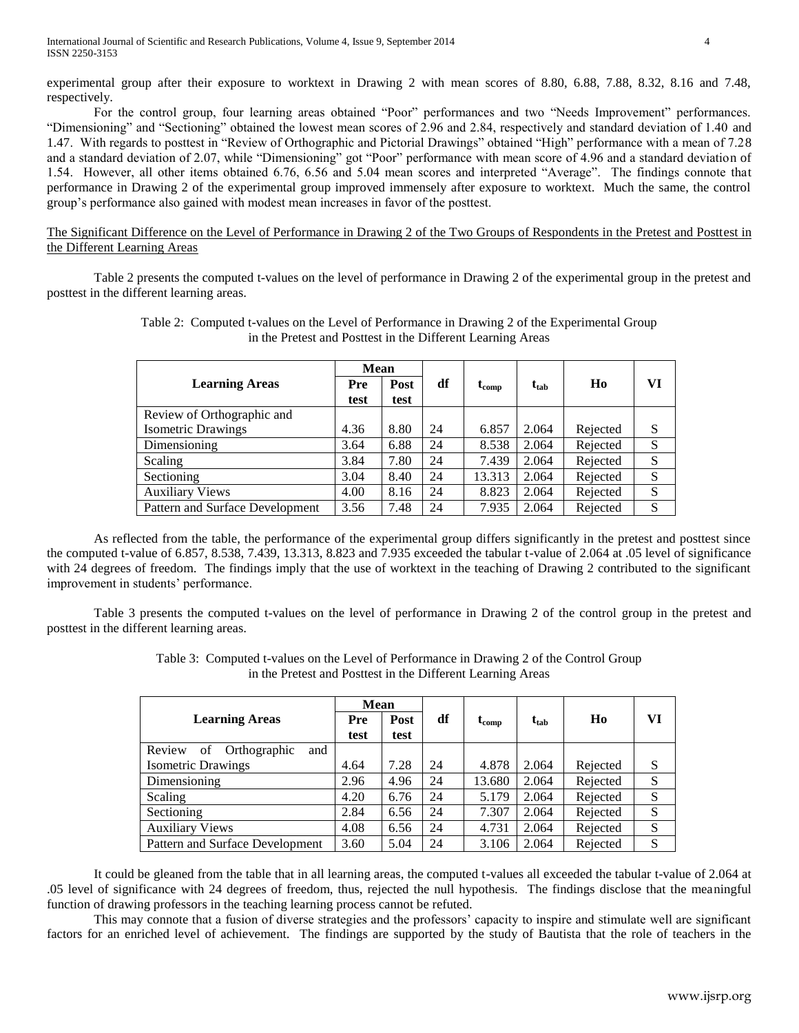experimental group after their exposure to worktext in Drawing 2 with mean scores of 8.80, 6.88, 7.88, 8.32, 8.16 and 7.48, respectively.

For the control group, four learning areas obtained "Poor" performances and two "Needs Improvement" performances. "Dimensioning" and "Sectioning" obtained the lowest mean scores of 2.96 and 2.84, respectively and standard deviation of 1.40 and 1.47. With regards to posttest in "Review of Orthographic and Pictorial Drawings" obtained "High" performance with a mean of 7.28 and a standard deviation of 2.07, while "Dimensioning" got "Poor" performance with mean score of 4.96 and a standard deviation of 1.54. However, all other items obtained 6.76, 6.56 and 5.04 mean scores and interpreted "Average". The findings connote that performance in Drawing 2 of the experimental group improved immensely after exposure to worktext. Much the same, the control group's performance also gained with modest mean increases in favor of the posttest.

<u>The Significant Difference on the Level of Performance in Drawing 2 of the Two Groups of Respondents in the Pretest and Posttest in the Different Learning Areas</u>

Table 2 presents the computed t-values on the level of performance in Drawing 2 of the experimental group in the pretest and posttest in the different learning areas.

Table 2: Computed t-values on the Level of Performance in Drawing 2 of the Experimental Group in the Pretest and Posttest in the Different Learning Areas

| Learning Areas | Mean | | df | $t_{comp}$ | $t_{tab}$ | Ho | VI |
|---|---|---|---|---|---|---|---|
| | Pre test | Post test | | | | | |
| Review of Orthographic and Isometric Drawings | 4.36 | 8.80 | 24 | 6.857 | 2.064 | Rejected | S |
| Dimensioning | 3.64 | 6.88 | 24 | 8.538 | 2.064 | Rejected | S |
| Scaling | 3.84 | 7.80 | 24 | 7.439 | 2.064 | Rejected | S |
| Sectioning | 3.04 | 8.40 | 24 | 13.313 | 2.064 | Rejected | S |
| Auxiliary Views | 4.00 | 8.16 | 24 | 8.823 | 2.064 | Rejected | S |
| Pattern and Surface Development | 3.56 | 7.48 | 24 | 7.935 | 2.064 | Rejected | S |

As reflected from the table, the performance of the experimental group differs significantly in the pretest and posttest since the computed t-value of 6.857, 8.538, 7.439, 13.313, 8.823 and 7.935 exceeded the tabular t-value of 2.064 at .05 level of significance with 24 degrees of freedom. The findings imply that the use of worktext in the teaching of Drawing 2 contributed to the significant improvement in students' performance.

Table 3 presents the computed t-values on the level of performance in Drawing 2 of the control group in the pretest and posttest in the different learning areas.

Table 3: Computed t-values on the Level of Performance in Drawing 2 of the Control Group in the Pretest and Posttest in the Different Learning Areas

| Learning Areas | Mean | | df | $t_{comp}$ | $t_{tab}$ | Ho | VI |
|---|---|---|---|---|---|---|---|
| | Pre test | Post test | | | | | |
| Review of Orthographic and Isometric Drawings | 4.64 | 7.28 | 24 | 4.878 | 2.064 | Rejected | S |
| Dimensioning | 2.96 | 4.96 | 24 | 13.680 | 2.064 | Rejected | S |
| Scaling | 4.20 | 6.76 | 24 | 5.179 | 2.064 | Rejected | S |
| Sectioning | 2.84 | 6.56 | 24 | 7.307 | 2.064 | Rejected | S |
| Auxiliary Views | 4.08 | 6.56 | 24 | 4.731 | 2.064 | Rejected | S |
| Pattern and Surface Development | 3.60 | 5.04 | 24 | 3.106 | 2.064 | Rejected | S |

It could be gleaned from the table that in all learning areas, the computed t-values all exceeded the tabular t-value of 2.064 at .05 level of significance with 24 degrees of freedom, thus, rejected the null hypothesis. The findings disclose that the meaningful function of drawing professors in the teaching learning process cannot be refuted.

This may connote that a fusion of diverse strategies and the professors' capacity to inspire and stimulate well are significant factors for an enriched level of achievement. The findings are supported by the study of Bautista that the role of teachers in the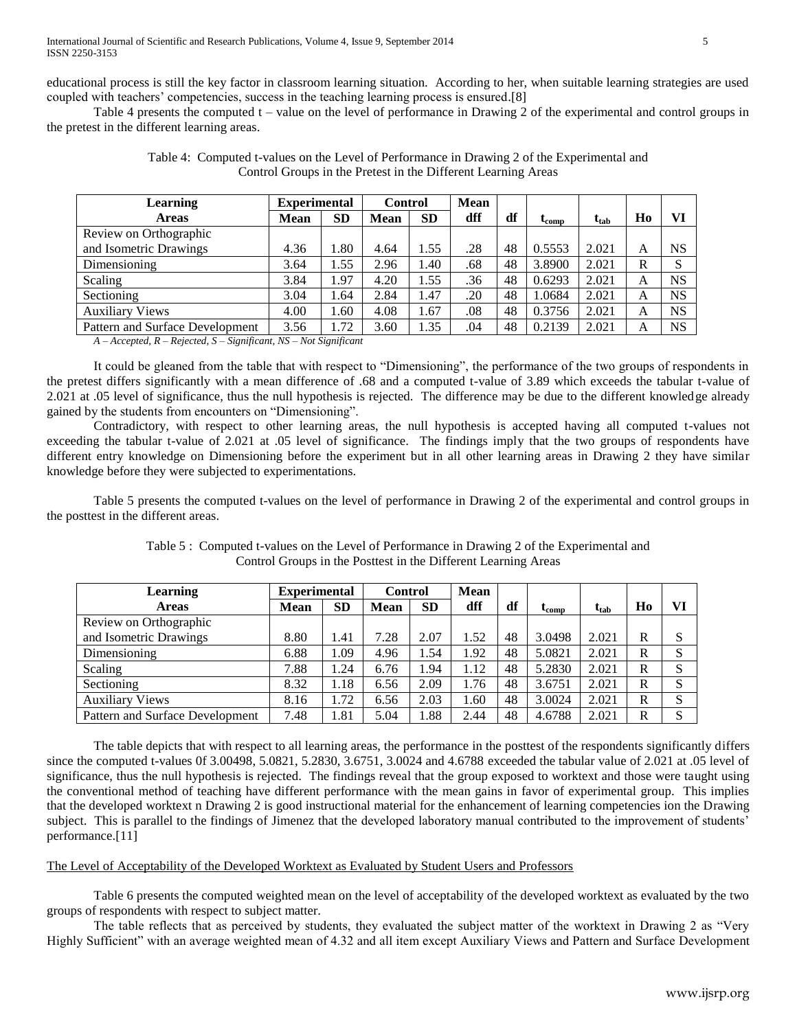educational process is still the key factor in classroom learning situation. According to her, when suitable learning strategies are used coupled with teachers' competencies, success in the teaching learning process is ensured.[8]

Table 4 presents the computed t – value on the level of performance in Drawing 2 of the experimental and control groups in the pretest in the different learning areas.

Table 4: Computed t-values on the Level of Performance in Drawing 2 of the Experimental and Control Groups in the Pretest in the Different Learning Areas

| Learning Areas | Experimental | | Control | | Mean dff | df | $t_{comp}$ | $t_{tab}$ | Ho | VI |
|---|---|---|---|---|---|---|---|---|---|---|
| | Mean | SD | Mean | SD | | | | | | |
| Review on Orthographic and Isometric Drawings | 4.36 | 1.80 | 4.64 | 1.55 | .28 | 48 | 0.5553 | 2.021 | A | NS |
| Dimensioning | 3.64 | 1.55 | 2.96 | 1.40 | .68 | 48 | 3.8900 | 2.021 | R | S |
| Scaling | 3.84 | 1.97 | 4.20 | 1.55 | .36 | 48 | 0.6293 | 2.021 | A | NS |
| Sectioning | 3.04 | 1.64 | 2.84 | 1.47 | .20 | 48 | 1.0684 | 2.021 | A | NS |
| Auxiliary Views | 4.00 | 1.60 | 4.08 | 1.67 | .08 | 48 | 0.3756 | 2.021 | A | NS |
| Pattern and Surface Development | 3.56 | 1.72 | 3.60 | 1.35 | .04 | 48 | 0.2139 | 2.021 | A | NS |

*A – Accepted, R – Rejected, S – Significant, NS – Not Significant*

It could be gleaned from the table that with respect to "Dimensioning", the performance of the two groups of respondents in the pretest differs significantly with a mean difference of .68 and a computed t-value of 3.89 which exceeds the tabular t-value of 2.021 at .05 level of significance, thus the null hypothesis is rejected. The difference may be due to the different knowledge already gained by the students from encounters on "Dimensioning".

Contradictory, with respect to other learning areas, the null hypothesis is accepted having all computed t-values not exceeding the tabular t-value of 2.021 at .05 level of significance. The findings imply that the two groups of respondents have different entry knowledge on Dimensioning before the experiment but in all other learning areas in Drawing 2 they have similar knowledge before they were subjected to experimentations.

Table 5 presents the computed t-values on the level of performance in Drawing 2 of the experimental and control groups in the posttest in the different areas.

Table 5 : Computed t-values on the Level of Performance in Drawing 2 of the Experimental and Control Groups in the Posttest in the Different Learning Areas

| Learning Areas | Experimental | | Control | | Mean dff | df | $t_{comp}$ | $t_{tab}$ | Ho | VI |
|---|---|---|---|---|---|---|---|---|---|---|
| | Mean | SD | Mean | SD | | | | | | |
| Review on Orthographic and Isometric Drawings | 8.80 | 1.41 | 7.28 | 2.07 | 1.52 | 48 | 3.0498 | 2.021 | R | S |
| Dimensioning | 6.88 | 1.09 | 4.96 | 1.54 | 1.92 | 48 | 5.0821 | 2.021 | R | S |
| Scaling | 7.88 | 1.24 | 6.76 | 1.94 | 1.12 | 48 | 5.2830 | 2.021 | R | S |
| Sectioning | 8.32 | 1.18 | 6.56 | 2.09 | 1.76 | 48 | 3.6751 | 2.021 | R | S |
| Auxiliary Views | 8.16 | 1.72 | 6.56 | 2.03 | 1.60 | 48 | 3.0024 | 2.021 | R | S |
| Pattern and Surface Development | 7.48 | 1.81 | 5.04 | 1.88 | 2.44 | 48 | 4.6788 | 2.021 | R | S |

The table depicts that with respect to all learning areas, the performance in the posttest of the respondents significantly differs since the computed t-values 0f 3.00498, 5.0821, 5.2830, 3.6751, 3.0024 and 4.6788 exceeded the tabular value of 2.021 at .05 level of significance, thus the null hypothesis is rejected. The findings reveal that the group exposed to worktext and those were taught using the conventional method of teaching have different performance with the mean gains in favor of experimental group. This implies that the developed worktext n Drawing 2 is good instructional material for the enhancement of learning competencies ion the Drawing subject. This is parallel to the findings of Jimenez that the developed laboratory manual contributed to the improvement of students' performance.[11]

<u>The Level of Acceptability of the Developed Worktext as Evaluated by Student Users and Professors</u>

Table 6 presents the computed weighted mean on the level of acceptability of the developed worktext as evaluated by the two groups of respondents with respect to subject matter.

The table reflects that as perceived by students, they evaluated the subject matter of the worktext in Drawing 2 as "Very Highly Sufficient" with an average weighted mean of 4.32 and all item except Auxiliary Views and Pattern and Surface Development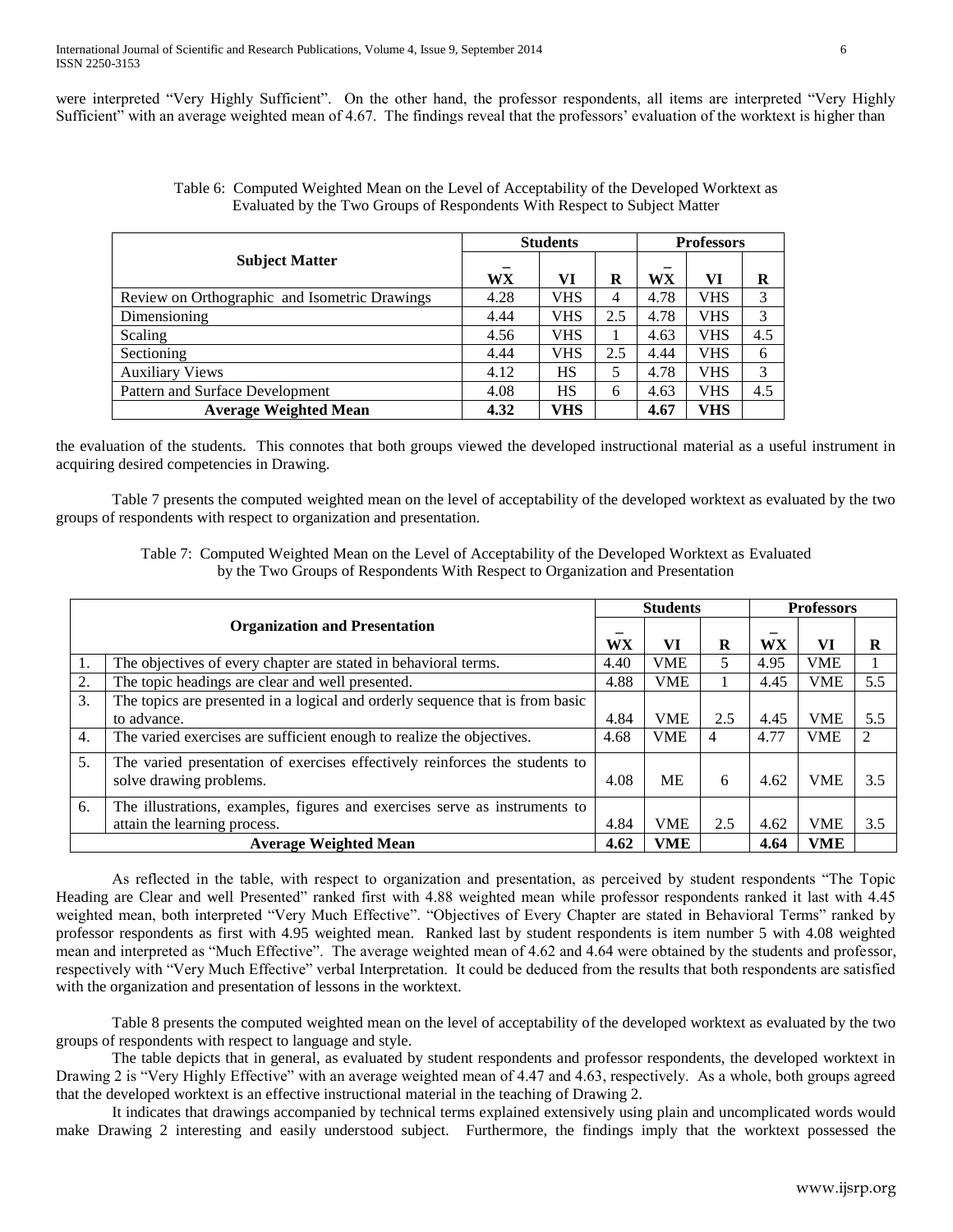were interpreted "Very Highly Sufficient". On the other hand, the professor respondents, all items are interpreted "Very Highly Sufficient" with an average weighted mean of 4.67. The findings reveal that the professors' evaluation of the worktext is higher than

Table 6: Computed Weighted Mean on the Level of Acceptability of the Developed Worktext as Evaluated by the Two Groups of Respondents With Respect to Subject Matter

| Subject Matter | Students | | | Professors | | |
|---|---|---|---|---|---|---|
| | $\overline{WX}$ | VI | R | $\overline{WX}$ | VI | R |
| Review on Orthographic and Isometric Drawings | 4.28 | VHS | 4 | 4.78 | VHS | 3 |
| Dimensioning | 4.44 | VHS | 2.5 | 4.78 | VHS | 3 |
| Scaling | 4.56 | VHS | 1 | 4.63 | VHS | 4.5 |
| Sectioning | 4.44 | VHS | 2.5 | 4.44 | VHS | 6 |
| Auxiliary Views | 4.12 | HS | 5 | 4.78 | VHS | 3 |
| Pattern and Surface Development | 4.08 | HS | 6 | 4.63 | VHS | 4.5 |
| **Average Weighted Mean** | **4.32** | **VHS** | | **4.67** | **VHS** | |

the evaluation of the students. This connotes that both groups viewed the developed instructional material as a useful instrument in acquiring desired competencies in Drawing.

Table 7 presents the computed weighted mean on the level of acceptability of the developed worktext as evaluated by the two groups of respondents with respect to organization and presentation.

Table 7: Computed Weighted Mean on the Level of Acceptability of the Developed Worktext as Evaluated by the Two Groups of Respondents With Respect to Organization and Presentation

| | Organization and Presentation | Students | | | Professors | | |
|---|---|---|---|---|---|---|---|
| | | $\overline{WX}$ | VI | R | $\overline{WX}$ | VI | R |
| 1. | The objectives of every chapter are stated in behavioral terms. | 4.40 | VME | 5 | 4.95 | VME | 1 |
| 2. | The topic headings are clear and well presented. | 4.88 | VME | 1 | 4.45 | VME | 5.5 |
| 3. | The topics are presented in a logical and orderly sequence that is from basic to advance. | 4.84 | VME | 2.5 | 4.45 | VME | 5.5 |
| 4. | The varied exercises are sufficient enough to realize the objectives. | 4.68 | VME | 4 | 4.77 | VME | 2 |
| 5. | The varied presentation of exercises effectively reinforces the students to solve drawing problems. | 4.08 | ME | 6 | 4.62 | VME | 3.5 |
| 6. | The illustrations, examples, figures and exercises serve as instruments to attain the learning process. | 4.84 | VME | 2.5 | 4.62 | VME | 3.5 |
| | **Average Weighted Mean** | **4.62** | **VME** | | **4.64** | **VME** | |

As reflected in the table, with respect to organization and presentation, as perceived by student respondents "The Topic Heading are Clear and well Presented" ranked first with 4.88 weighted mean while professor respondents ranked it last with 4.45 weighted mean, both interpreted "Very Much Effective". "Objectives of Every Chapter are stated in Behavioral Terms" ranked by professor respondents as first with 4.95 weighted mean. Ranked last by student respondents is item number 5 with 4.08 weighted mean and interpreted as "Much Effective". The average weighted mean of 4.62 and 4.64 were obtained by the students and professor, respectively with "Very Much Effective" verbal Interpretation. It could be deduced from the results that both respondents are satisfied with the organization and presentation of lessons in the worktext.

Table 8 presents the computed weighted mean on the level of acceptability of the developed worktext as evaluated by the two groups of respondents with respect to language and style.

The table depicts that in general, as evaluated by student respondents and professor respondents, the developed worktext in Drawing 2 is "Very Highly Effective" with an average weighted mean of 4.47 and 4.63, respectively. As a whole, both groups agreed that the developed worktext is an effective instructional material in the teaching of Drawing 2.

It indicates that drawings accompanied by technical terms explained extensively using plain and uncomplicated words would make Drawing 2 interesting and easily understood subject. Furthermore, the findings imply that the worktext possessed the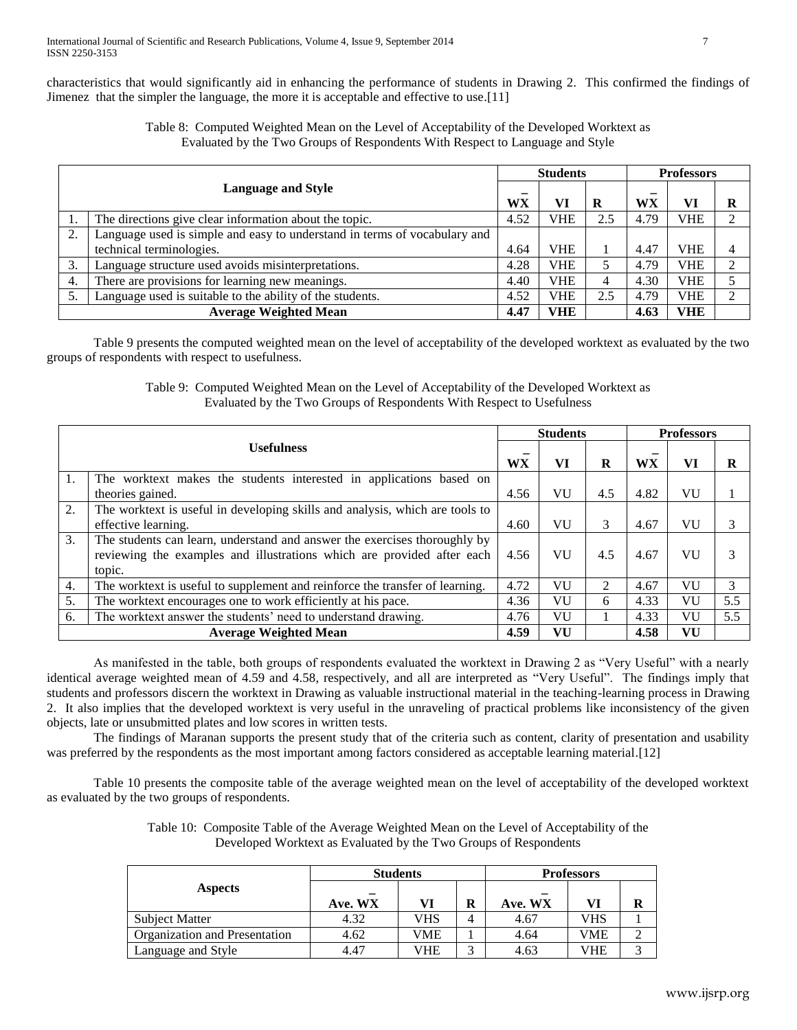characteristics that would significantly aid in enhancing the performance of students in Drawing 2. This confirmed the findings of Jimenez that the simpler the language, the more it is acceptable and effective to use.[11]

Table 8: Computed Weighted Mean on the Level of Acceptability of the Developed Worktext as Evaluated by the Two Groups of Respondents With Respect to Language and Style

| | Language and Style | Students | | | Professors | | |
|---|---|---|---|---|---|---|---|
| | | $\overline{WX}$ | VI | R | $\overline{WX}$ | VI | R |
| 1. | The directions give clear information about the topic. | 4.52 | VHE | 2.5 | 4.79 | VHE | 2 |
| 2. | Language used is simple and easy to understand in terms of vocabulary and technical terminologies. | 4.64 | VHE | 1 | 4.47 | VHE | 4 |
| 3. | Language structure used avoids misinterpretations. | 4.28 | VHE | 5 | 4.79 | VHE | 2 |
| 4. | There are provisions for learning new meanings. | 4.40 | VHE | 4 | 4.30 | VHE | 5 |
| 5. | Language used is suitable to the ability of the students. | 4.52 | VHE | 2.5 | 4.79 | VHE | 2 |
| | **Average Weighted Mean** | **4.47** | **VHE** | | **4.63** | **VHE** | |

Table 9 presents the computed weighted mean on the level of acceptability of the developed worktext as evaluated by the two groups of respondents with respect to usefulness.

Table 9: Computed Weighted Mean on the Level of Acceptability of the Developed Worktext as Evaluated by the Two Groups of Respondents With Respect to Usefulness

| | Usefulness | Students | | | Professors | | |
|---|---|---|---|---|---|---|---|
| | | $\overline{WX}$ | VI | R | $\overline{WX}$ | VI | R |
| 1. | The worktext makes the students interested in applications based on theories gained. | 4.56 | VU | 4.5 | 4.82 | VU | 1 |
| 2. | The worktext is useful in developing skills and analysis, which are tools to effective learning. | 4.60 | VU | 3 | 4.67 | VU | 3 |
| 3. | The students can learn, understand and answer the exercises thoroughly by reviewing the examples and illustrations which are provided after each topic. | 4.56 | VU | 4.5 | 4.67 | VU | 3 |
| 4. | The worktext is useful to supplement and reinforce the transfer of learning. | 4.72 | VU | 2 | 4.67 | VU | 3 |
| 5. | The worktext encourages one to work efficiently at his pace. | 4.36 | VU | 6 | 4.33 | VU | 5.5 |
| 6. | The worktext answer the students' need to understand drawing. | 4.76 | VU | 1 | 4.33 | VU | 5.5 |
| | **Average Weighted Mean** | **4.59** | **VU** | | **4.58** | **VU** | |

As manifested in the table, both groups of respondents evaluated the worktext in Drawing 2 as "Very Useful" with a nearly identical average weighted mean of 4.59 and 4.58, respectively, and all are interpreted as "Very Useful". The findings imply that students and professors discern the worktext in Drawing as valuable instructional material in the teaching-learning process in Drawing 2. It also implies that the developed worktext is very useful in the unraveling of practical problems like inconsistency of the given objects, late or unsubmitted plates and low scores in written tests.

The findings of Maranan supports the present study that of the criteria such as content, clarity of presentation and usability was preferred by the respondents as the most important among factors considered as acceptable learning material.[12]

Table 10 presents the composite table of the average weighted mean on the level of acceptability of the developed worktext as evaluated by the two groups of respondents.

Table 10: Composite Table of the Average Weighted Mean on the Level of Acceptability of the Developed Worktext as Evaluated by the Two Groups of Respondents

| Aspects | Students | | | Professors | | |
|---|---|---|---|---|---|---|
| | Ave. $\overline{WX}$ | VI | R | Ave. $\overline{WX}$ | VI | R |
| Subject Matter | 4.32 | VHS | 4 | 4.67 | VHS | 1 |
| Organization and Presentation | 4.62 | VME | 1 | 4.64 | VME | 2 |
| Language and Style | 4.47 | VHE | 3 | 4.63 | VHE | 3 |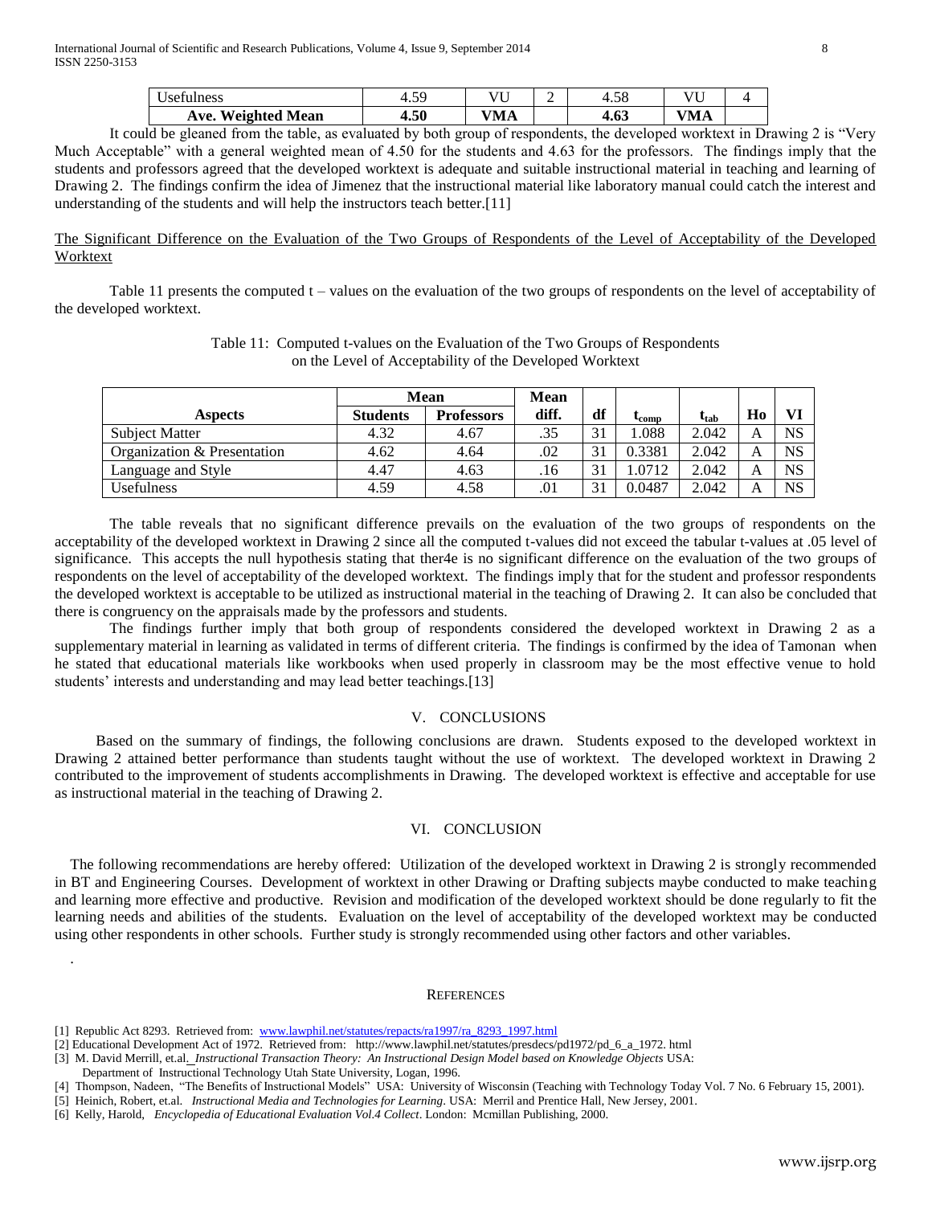| Usefulness | 4.59 | VU | 2 | 4.58 | VU | 4 |
|---|---|---|---|---|---|---|
| **Ave. Weighted Mean** | **4.50** | **VMA** | | **4.63** | **VMA** | |

It could be gleaned from the table, as evaluated by both group of respondents, the developed worktext in Drawing 2 is "Very Much Acceptable" with a general weighted mean of 4.50 for the students and 4.63 for the professors. The findings imply that the students and professors agreed that the developed worktext is adequate and suitable instructional material in teaching and learning of Drawing 2. The findings confirm the idea of Jimenez that the instructional material like laboratory manual could catch the interest and understanding of the students and will help the instructors teach better.[11]

The Significant Difference on the Evaluation of the Two Groups of Respondents of the Level of Acceptability of the Developed Worktext

Table 11 presents the computed t – values on the evaluation of the two groups of respondents on the level of acceptability of the developed worktext.

Table 11: Computed t-values on the Evaluation of the Two Groups of Respondents on the Level of Acceptability of the Developed Worktext

| Aspects | Mean | | Mean diff. | df | $t_{comp}$ | $t_{tab}$ | Ho | VI |
|---|---|---|---|---|---|---|---|---|
| | Students | Professors | | | | | | |
| Subject Matter | 4.32 | 4.67 | .35 | 31 | 1.088 | 2.042 | A | NS |
| Organization & Presentation | 4.62 | 4.64 | .02 | 31 | 0.3381 | 2.042 | A | NS |
| Language and Style | 4.47 | 4.63 | .16 | 31 | 1.0712 | 2.042 | A | NS |
| Usefulness | 4.59 | 4.58 | .01 | 31 | 0.0487 | 2.042 | A | NS |

The table reveals that no significant difference prevails on the evaluation of the two groups of respondents on the acceptability of the developed worktext in Drawing 2 since all the computed t-values did not exceed the tabular t-values at .05 level of significance. This accepts the null hypothesis stating that ther4e is no significant difference on the evaluation of the two groups of respondents on the level of acceptability of the developed worktext. The findings imply that for the student and professor respondents the developed worktext is acceptable to be utilized as instructional material in the teaching of Drawing 2. It can also be concluded that there is congruency on the appraisals made by the professors and students.

The findings further imply that both group of respondents considered the developed worktext in Drawing 2 as a supplementary material in learning as validated in terms of different criteria. The findings is confirmed by the idea of Tamonan when he stated that educational materials like workbooks when used properly in classroom may be the most effective venue to hold students' interests and understanding and may lead better teachings.[13]

## V. CONCLUSIONS

Based on the summary of findings, the following conclusions are drawn. Students exposed to the developed worktext in Drawing 2 attained better performance than students taught without the use of worktext. The developed worktext in Drawing 2 contributed to the improvement of students accomplishments in Drawing. The developed worktext is effective and acceptable for use as instructional material in the teaching of Drawing 2.

## VI. CONCLUSION

The following recommendations are hereby offered: Utilization of the developed worktext in Drawing 2 is strongly recommended in BT and Engineering Courses. Development of worktext in other Drawing or Drafting subjects maybe conducted to make teaching and learning more effective and productive. Revision and modification of the developed worktext should be done regularly to fit the learning needs and abilities of the students. Evaluation on the level of acceptability of the developed worktext may be conducted using other respondents in other schools. Further study is strongly recommended using other factors and other variables.

.

## REFERENCES

[1] Republic Act 8293. Retrieved from: www.lawphil.net/statutes/repacts/ra1997/ra_8293_1997.html

[2] Educational Development Act of 1972. Retrieved from: http://www.lawphil.net/statutes/presdecs/pd1972/pd_6_a_1972. html

[3] M. David Merrill, et.al. *Instructional Transaction Theory: An Instructional Design Model based on Knowledge Objects* USA: Department of Instructional Technology Utah State University, Logan, 1996.

[4] Thompson, Nadeen, "The Benefits of Instructional Models" USA: University of Wisconsin (Teaching with Technology Today Vol. 7 No. 6 February 15, 2001).

[5] Heinich, Robert, et.al. *Instructional Media and Technologies for Learning*. USA: Merril and Prentice Hall, New Jersey, 2001.

[6] Kelly, Harold, *Encyclopedia of Educational Evaluation Vol.4 Collect*. London: Mcmillan Publishing, 2000.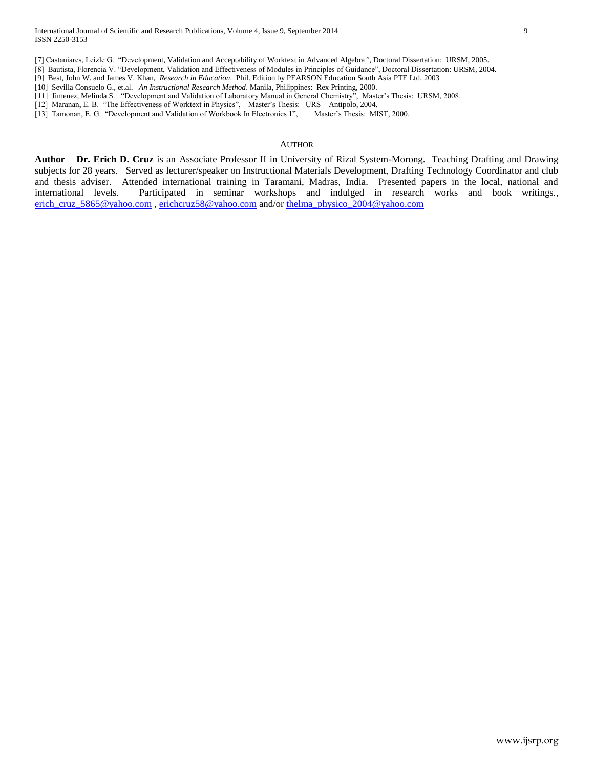[7] Castaniares, Leizle G. "Development, Validation and Acceptability of Worktext in Advanced Algebra", Doctoral Dissertation: URSM, 2005.

[8] Bautista, Florencia V. "Development, Validation and Effectiveness of Modules in Principles of Guidance", Doctoral Dissertation: URSM, 2004.

[9] Best, John W. and James V. Khan, *Research in Education*. Phil. Edition by PEARSON Education South Asia PTE Ltd. 2003

[10] Sevilla Consuelo G., et.al. *An Instructional Research Method*. Manila, Philippines: Rex Printing, 2000.

[11] Jimenez, Melinda S. "Development and Validation of Laboratory Manual in General Chemistry", Master's Thesis: URSM, 2008.

[12] Maranan, E. B. "The Effectiveness of Worktext in Physics", Master's Thesis: URS – Antipolo, 2004.

[13] Tamonan, E. G. "Development and Validation of Workbook In Electronics 1", Master's Thesis: MIST, 2000.

## AUTHOR

**Author** – **Dr. Erich D. Cruz** is an Associate Professor II in University of Rizal System-Morong. Teaching Drafting and Drawing subjects for 28 years. Served as lecturer/speaker on Instructional Materials Development, Drafting Technology Coordinator and club and thesis adviser. Attended international training in Taramani, Madras, India. Presented papers in the local, national and international levels. Participated in seminar workshops and indulged in research works and book writings., erich_cruz_5865@yahoo.com , erichcruz58@yahoo.com and/or thelma_physico_2004@yahoo.com